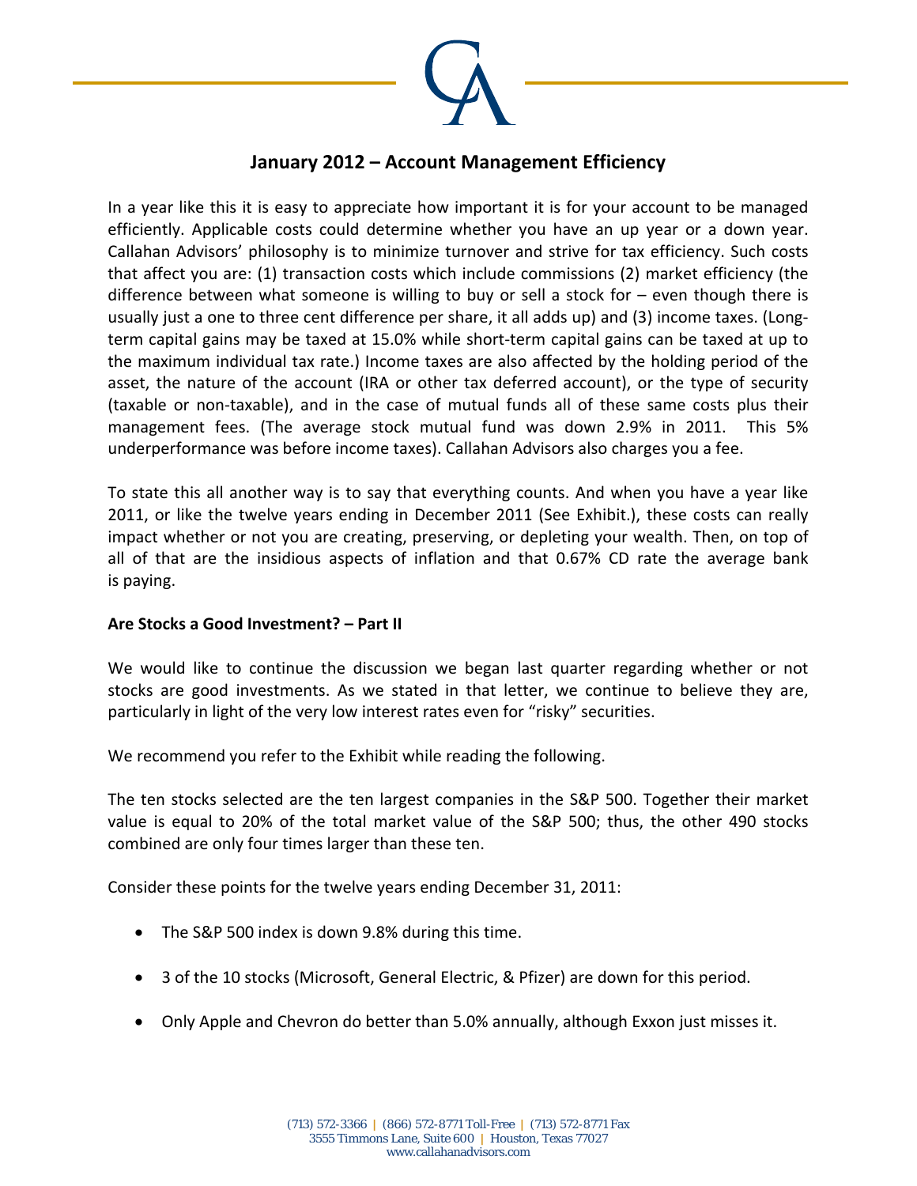## January 2012 – Account Management Efficiency

In a year like this it is easy to appreciate how important it is for your account to be managed efficiently. Applicable costs could determine whether you have an up year or a down year. Callahan Advisors' philosophy is to minimize turnover and strive for tax efficiency. Such costs that affect you are: (1) transaction costs which include commissions (2) market efficiency (the difference between what someone is willing to buy or sell a stock for – even though there is usually just a one to three cent difference per share, it all adds up) and (3) income taxes. (Long-term capital gains may be taxed at 15.0% while short-term capital gains can be taxed at up to the maximum individual tax rate.) Income taxes are also affected by the holding period of the asset, the nature of the account (IRA or other tax deferred account), or the type of security (taxable or non-taxable), and in the case of mutual funds all of these same costs plus their management fees. (The average stock mutual fund was down 2.9% in 2011. This 5% underperformance was before income taxes). Callahan Advisors also charges you a fee.

To state this all another way is to say that everything counts. And when you have a year like 2011, or like the twelve years ending in December 2011 (See Exhibit.), these costs can really impact whether or not you are creating, preserving, or depleting your wealth. Then, on top of all of that are the insidious aspects of inflation and that 0.67% CD rate the average bank is paying.

**Are Stocks a Good Investment? – Part II**

We would like to continue the discussion we began last quarter regarding whether or not stocks are good investments. As we stated in that letter, we continue to believe they are, particularly in light of the very low interest rates even for "risky" securities.

We recommend you refer to the Exhibit while reading the following.

The ten stocks selected are the ten largest companies in the S&P 500. Together their market value is equal to 20% of the total market value of the S&P 500; thus, the other 490 stocks combined are only four times larger than these ten.

Consider these points for the twelve years ending December 31, 2011:

- The S&P 500 index is down 9.8% during this time.
- 3 of the 10 stocks (Microsoft, General Electric, & Pfizer) are down for this period.
- Only Apple and Chevron do better than 5.0% annually, although Exxon just misses it.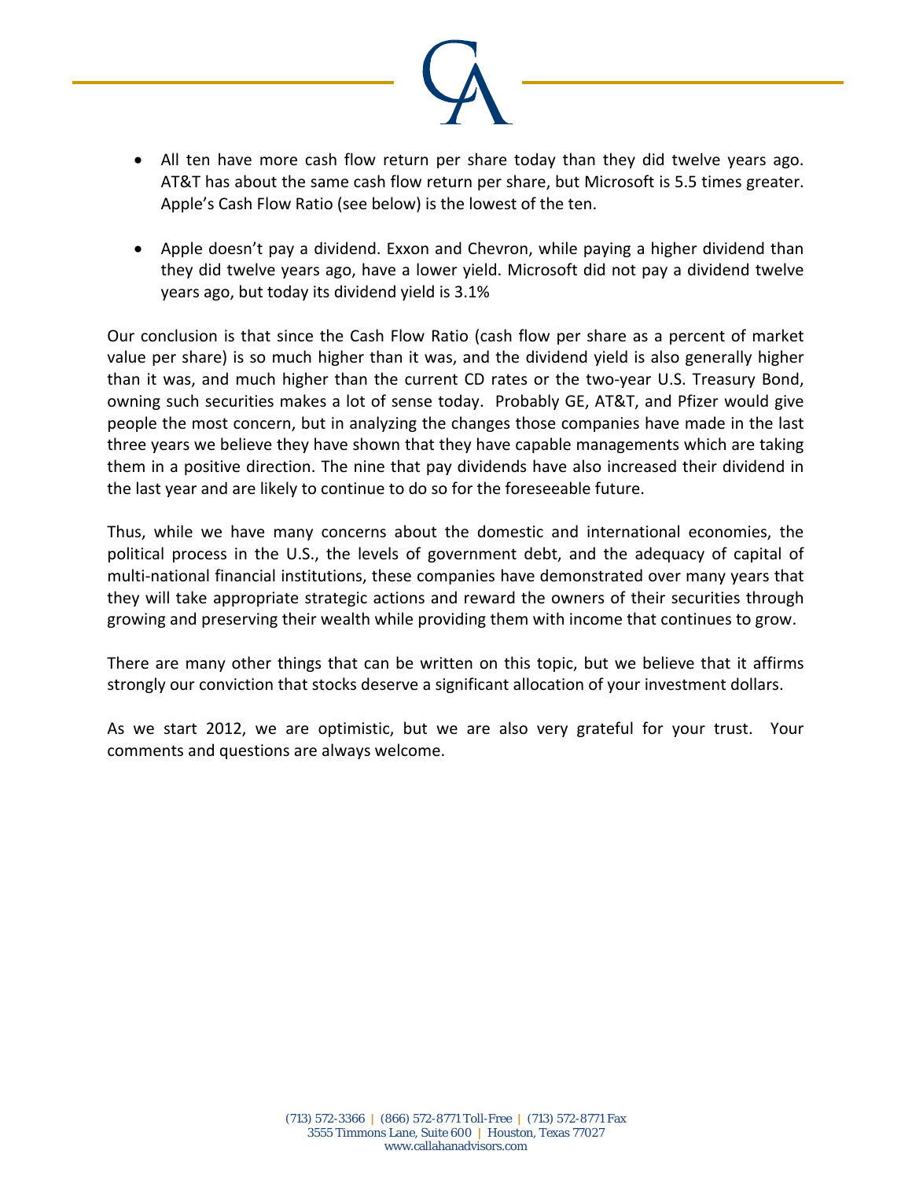- All ten have more cash flow return per share today than they did twelve years ago. AT&T has about the same cash flow return per share, but Microsoft is 5.5 times greater. Apple's Cash Flow Ratio (see below) is the lowest of the ten.

- Apple doesn't pay a dividend. Exxon and Chevron, while paying a higher dividend than they did twelve years ago, have a lower yield. Microsoft did not pay a dividend twelve years ago, but today its dividend yield is 3.1%

Our conclusion is that since the Cash Flow Ratio (cash flow per share as a percent of market value per share) is so much higher than it was, and the dividend yield is also generally higher than it was, and much higher than the current CD rates or the two-year U.S. Treasury Bond, owning such securities makes a lot of sense today. Probably GE, AT&T, and Pfizer would give people the most concern, but in analyzing the changes those companies have made in the last three years we believe they have shown that they have capable managements which are taking them in a positive direction. The nine that pay dividends have also increased their dividend in the last year and are likely to continue to do so for the foreseeable future.

Thus, while we have many concerns about the domestic and international economies, the political process in the U.S., the levels of government debt, and the adequacy of capital of multi-national financial institutions, these companies have demonstrated over many years that they will take appropriate strategic actions and reward the owners of their securities through growing and preserving their wealth while providing them with income that continues to grow.

There are many other things that can be written on this topic, but we believe that it affirms strongly our conviction that stocks deserve a significant allocation of your investment dollars.

As we start 2012, we are optimistic, but we are also very grateful for your trust. Your comments and questions are always welcome.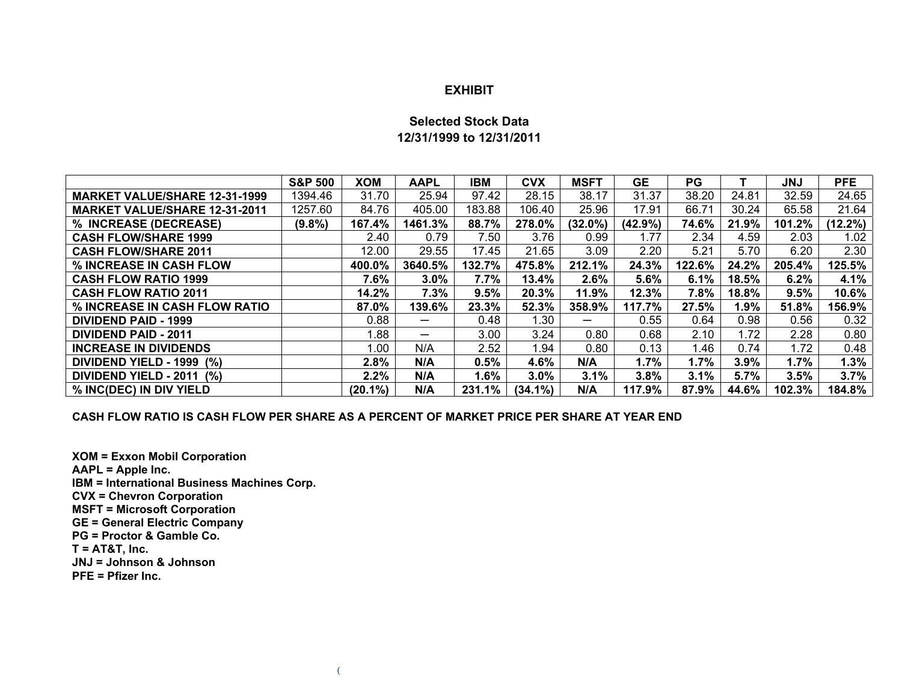**EXHIBIT**

**Selected Stock Data**
**12/31/1999 to 12/31/2011**

| | S&P 500 | XOM | AAPL | IBM | CVX | MSFT | GE | PG | T | JNJ | PFE |
|---|---|---|---|---|---|---|---|---|---|---|---|
| **MARKET VALUE/SHARE 12-31-1999** | 1394.46 | 31.70 | 25.94 | 97.42 | 28.15 | 38.17 | 31.37 | 38.20 | 24.81 | 32.59 | 24.65 |
| **MARKET VALUE/SHARE 12-31-2011** | 1257.60 | 84.76 | 405.00 | 183.88 | 106.40 | 25.96 | 17.91 | 66.71 | 30.24 | 65.58 | 21.64 |
| **% INCREASE (DECREASE)** | **(9.8%)** | **167.4%** | **1461.3%** | **88.7%** | **278.0%** | **(32.0%)** | **(42.9%)** | **74.6%** | **21.9%** | **101.2%** | **(12.2%)** |
| **CASH FLOW/SHARE 1999** | | 2.40 | 0.79 | 7.50 | 3.76 | 0.99 | 1.77 | 2.34 | 4.59 | 2.03 | 1.02 |
| **CASH FLOW/SHARE 2011** | | 12.00 | 29.55 | 17.45 | 21.65 | 3.09 | 2.20 | 5.21 | 5.70 | 6.20 | 2.30 |
| **% INCREASE IN CASH FLOW** | | **400.0%** | **3640.5%** | **132.7%** | **475.8%** | **212.1%** | **24.3%** | **122.6%** | **24.2%** | **205.4%** | **125.5%** |
| **CASH FLOW RATIO 1999** | | **7.6%** | **3.0%** | **7.7%** | **13.4%** | **2.6%** | **5.6%** | **6.1%** | **18.5%** | **6.2%** | **4.1%** |
| **CASH FLOW RATIO 2011** | | **14.2%** | **7.3%** | **9.5%** | **20.3%** | **11.9%** | **12.3%** | **7.8%** | **18.8%** | **9.5%** | **10.6%** |
| **% INCREASE IN CASH FLOW RATIO** | | **87.0%** | **139.6%** | **23.3%** | **52.3%** | **358.9%** | **117.7%** | **27.5%** | **1.9%** | **51.8%** | **156.9%** |
| **DIVIDEND PAID - 1999** | | 0.88 | — | 0.48 | 1.30 | — | 0.55 | 0.64 | 0.98 | 0.56 | 0.32 |
| **DIVIDEND PAID - 2011** | | 1.88 | — | 3.00 | 3.24 | 0.80 | 0.68 | 2.10 | 1.72 | 2.28 | 0.80 |
| **INCREASE IN DIVIDENDS** | | 1.00 | N/A | 2.52 | 1.94 | 0.80 | 0.13 | 1.46 | 0.74 | 1.72 | 0.48 |
| **DIVIDEND YIELD - 1999 (%)** | | **2.8%** | **N/A** | **0.5%** | **4.6%** | **N/A** | **1.7%** | **1.7%** | **3.9%** | **1.7%** | **1.3%** |
| **DIVIDEND YIELD - 2011 (%)** | | **2.2%** | **N/A** | **1.6%** | **3.0%** | **3.1%** | **3.8%** | **3.1%** | **5.7%** | **3.5%** | **3.7%** |
| **% INC(DEC) IN DIV YIELD** | | **(20.1%)** | **N/A** | **231.1%** | **(34.1%)** | **N/A** | **117.9%** | **87.9%** | **44.6%** | **102.3%** | **184.8%** |

**CASH FLOW RATIO IS CASH FLOW PER SHARE AS A PERCENT OF MARKET PRICE PER SHARE AT YEAR END**

**XOM = Exxon Mobil Corporation**
**AAPL = Apple Inc.**
**IBM = International Business Machines Corp.**
**CVX = Chevron Corporation**
**MSFT = Microsoft Corporation**
**GE = General Electric Company**
**PG = Proctor & Gamble Co.**
**T = AT&T, Inc.**
**JNJ = Johnson & Johnson**
**PFE = Pfizer Inc.**